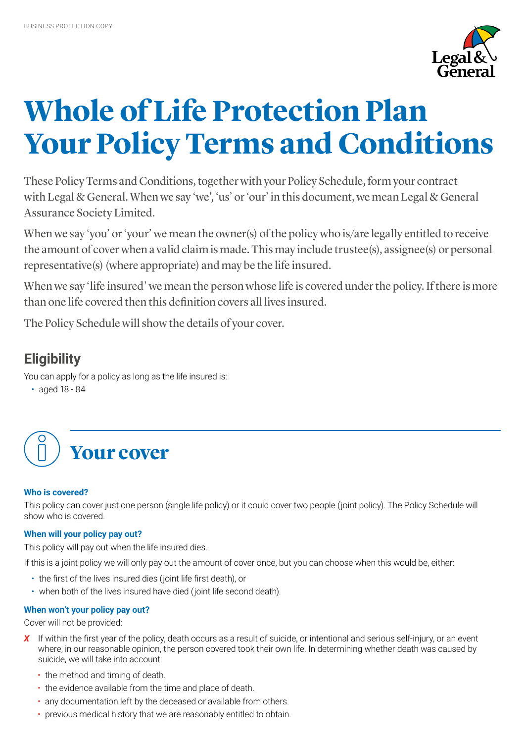BUSINESS PROTECTION COPY

# Whole of Life Protection Plan Your Policy Terms and Conditions

These Policy Terms and Conditions, together with your Policy Schedule, form your contract with Legal & General. When we say 'we', 'us' or 'our' in this document, we mean Legal & General Assurance Society Limited.

When we say 'you' or 'your' we mean the owner(s) of the policy who is/are legally entitled to receive the amount of cover when a valid claim is made. This may include trustee(s), assignee(s) or personal representative(s) (where appropriate) and may be the life insured.

When we say 'life insured' we mean the person whose life is covered under the policy. If there is more than one life covered then this definition covers all lives insured.

The Policy Schedule will show the details of your cover.

## Eligibility

You can apply for a policy as long as the life insured is:

- aged 18 - 84

## Your cover

### Who is covered?

This policy can cover just one person (single life policy) or it could cover two people (joint policy). The Policy Schedule will show who is covered.

### When will your policy pay out?

This policy will pay out when the life insured dies.

If this is a joint policy we will only pay out the amount of cover once, but you can choose when this would be, either:

- the first of the lives insured dies (joint life first death), or
- when both of the lives insured have died (joint life second death).

### When won't your policy pay out?

Cover will not be provided:

✗ If within the first year of the policy, death occurs as a result of suicide, or intentional and serious self-injury, or an event where, in our reasonable opinion, the person covered took their own life. In determining whether death was caused by suicide, we will take into account:

  - the method and timing of death.
  - the evidence available from the time and place of death.
  - any documentation left by the deceased or available from others.
  - previous medical history that we are reasonably entitled to obtain.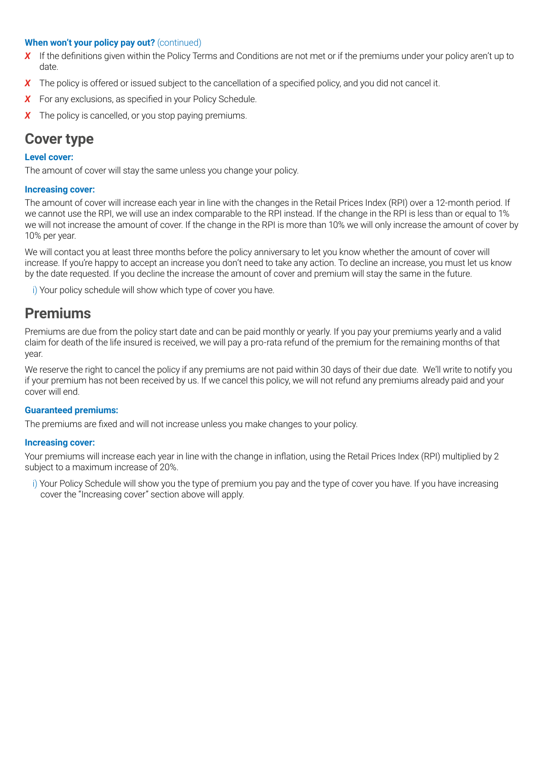**When won't your policy pay out?** (continued)

- ✗ If the definitions given within the Policy Terms and Conditions are not met or if the premiums under your policy aren't up to date.
- ✗ The policy is offered or issued subject to the cancellation of a specified policy, and you did not cancel it.
- ✗ For any exclusions, as specified in your Policy Schedule.
- ✗ The policy is cancelled, or you stop paying premiums.

## Cover type

**Level cover:**

The amount of cover will stay the same unless you change your policy.

**Increasing cover:**

The amount of cover will increase each year in line with the changes in the Retail Prices Index (RPI) over a 12-month period. If we cannot use the RPI, we will use an index comparable to the RPI instead. If the change in the RPI is less than or equal to 1% we will not increase the amount of cover. If the change in the RPI is more than 10% we will only increase the amount of cover by 10% per year.

We will contact you at least three months before the policy anniversary to let you know whether the amount of cover will increase. If you're happy to accept an increase you don't need to take any action. To decline an increase, you must let us know by the date requested. If you decline the increase the amount of cover and premium will stay the same in the future.

i) Your policy schedule will show which type of cover you have.

## Premiums

Premiums are due from the policy start date and can be paid monthly or yearly. If you pay your premiums yearly and a valid claim for death of the life insured is received, we will pay a pro-rata refund of the premium for the remaining months of that year.

We reserve the right to cancel the policy if any premiums are not paid within 30 days of their due date. We'll write to notify you if your premium has not been received by us. If we cancel this policy, we will not refund any premiums already paid and your cover will end.

**Guaranteed premiums:**

The premiums are fixed and will not increase unless you make changes to your policy.

**Increasing cover:**

Your premiums will increase each year in line with the change in inflation, using the Retail Prices Index (RPI) multiplied by 2 subject to a maximum increase of 20%.

i) Your Policy Schedule will show you the type of premium you pay and the type of cover you have. If you have increasing cover the "Increasing cover" section above will apply.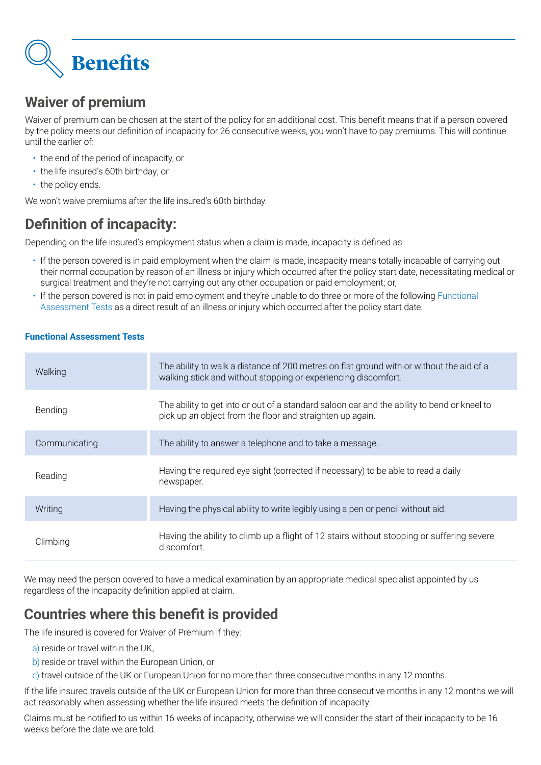# Benefits

## Waiver of premium

Waiver of premium can be chosen at the start of the policy for an additional cost. This benefit means that if a person covered by the policy meets our definition of incapacity for 26 consecutive weeks, you won't have to pay premiums. This will continue until the earlier of:

- the end of the period of incapacity, or
- the life insured's 60th birthday; or
- the policy ends.

We won't waive premiums after the life insured's 60th birthday.

## Definition of incapacity:

Depending on the life insured's employment status when a claim is made, incapacity is defined as:

- If the person covered is in paid employment when the claim is made, incapacity means totally incapable of carrying out their normal occupation by reason of an illness or injury which occurred after the policy start date, necessitating medical or surgical treatment and they're not carrying out any other occupation or paid employment; or,
- If the person covered is not in paid employment and they're unable to do three or more of the following Functional Assessment Tests as a direct result of an illness or injury which occurred after the policy start date.

**Functional Assessment Tests**

| | |
|---|---|
| Walking | The ability to walk a distance of 200 metres on flat ground with or without the aid of a walking stick and without stopping or experiencing discomfort. |
| Bending | The ability to get into or out of a standard saloon car and the ability to bend or kneel to pick up an object from the floor and straighten up again. |
| Communicating | The ability to answer a telephone and to take a message. |
| Reading | Having the required eye sight (corrected if necessary) to be able to read a daily newspaper. |
| Writing | Having the physical ability to write legibly using a pen or pencil without aid. |
| Climbing | Having the ability to climb up a flight of 12 stairs without stopping or suffering severe discomfort. |

We may need the person covered to have a medical examination by an appropriate medical specialist appointed by us regardless of the incapacity definition applied at claim.

## Countries where this benefit is provided

The life insured is covered for Waiver of Premium if they:

a) reside or travel within the UK,
b) reside or travel within the European Union, or
c) travel outside of the UK or European Union for no more than three consecutive months in any 12 months.

If the life insured travels outside of the UK or European Union for more than three consecutive months in any 12 months we will act reasonably when assessing whether the life insured meets the definition of incapacity.

Claims must be notified to us within 16 weeks of incapacity, otherwise we will consider the start of their incapacity to be 16 weeks before the date we are told.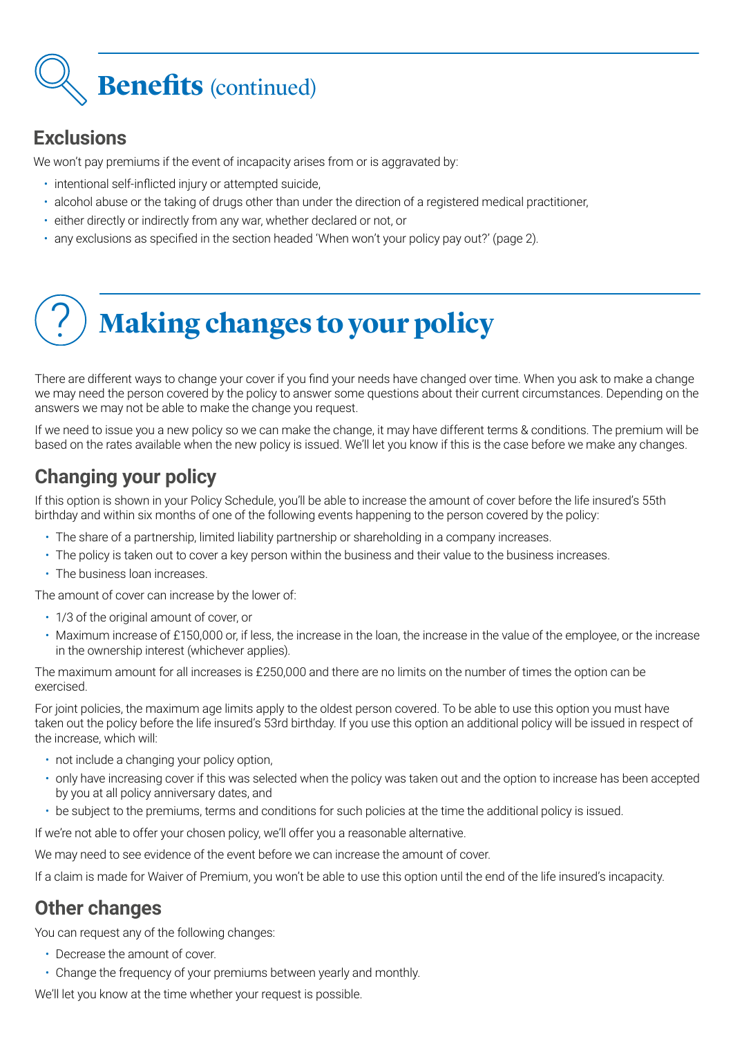# Benefits (continued)

## Exclusions

We won't pay premiums if the event of incapacity arises from or is aggravated by:

- intentional self-inflicted injury or attempted suicide,
- alcohol abuse or the taking of drugs other than under the direction of a registered medical practitioner,
- either directly or indirectly from any war, whether declared or not, or
- any exclusions as specified in the section headed 'When won't your policy pay out?' (page 2).

# Making changes to your policy

There are different ways to change your cover if you find your needs have changed over time. When you ask to make a change we may need the person covered by the policy to answer some questions about their current circumstances. Depending on the answers we may not be able to make the change you request.

If we need to issue you a new policy so we can make the change, it may have different terms & conditions. The premium will be based on the rates available when the new policy is issued. We'll let you know if this is the case before we make any changes.

## Changing your policy

If this option is shown in your Policy Schedule, you'll be able to increase the amount of cover before the life insured's 55th birthday and within six months of one of the following events happening to the person covered by the policy:

- The share of a partnership, limited liability partnership or shareholding in a company increases.
- The policy is taken out to cover a key person within the business and their value to the business increases.
- The business loan increases.

The amount of cover can increase by the lower of:

- 1/3 of the original amount of cover, or
- Maximum increase of £150,000 or, if less, the increase in the loan, the increase in the value of the employee, or the increase in the ownership interest (whichever applies).

The maximum amount for all increases is £250,000 and there are no limits on the number of times the option can be exercised.

For joint policies, the maximum age limits apply to the oldest person covered. To be able to use this option you must have taken out the policy before the life insured's 53rd birthday. If you use this option an additional policy will be issued in respect of the increase, which will:

- not include a changing your policy option,
- only have increasing cover if this was selected when the policy was taken out and the option to increase has been accepted by you at all policy anniversary dates, and
- be subject to the premiums, terms and conditions for such policies at the time the additional policy is issued.

If we're not able to offer your chosen policy, we'll offer you a reasonable alternative.

We may need to see evidence of the event before we can increase the amount of cover.

If a claim is made for Waiver of Premium, you won't be able to use this option until the end of the life insured's incapacity.

## Other changes

You can request any of the following changes:

- Decrease the amount of cover.
- Change the frequency of your premiums between yearly and monthly.

We'll let you know at the time whether your request is possible.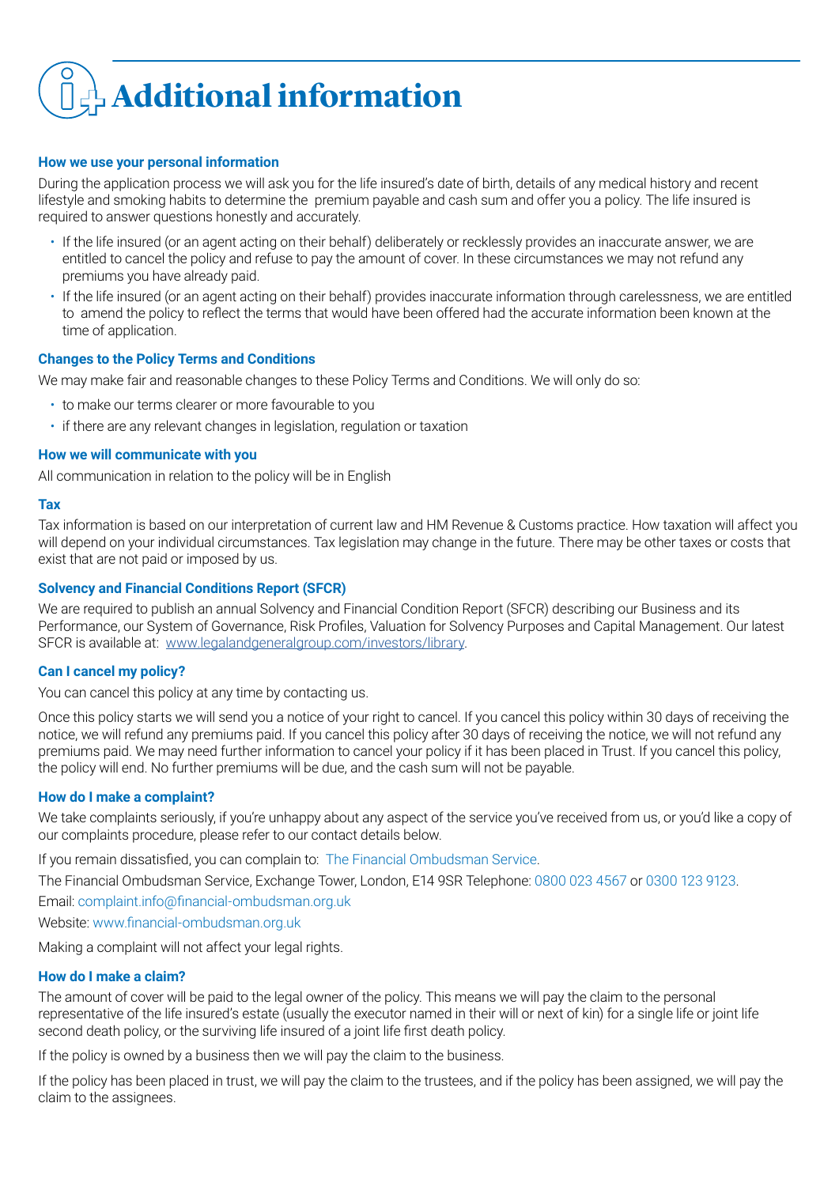# Additional information

### How we use your personal information

During the application process we will ask you for the life insured's date of birth, details of any medical history and recent lifestyle and smoking habits to determine the premium payable and cash sum and offer you a policy. The life insured is required to answer questions honestly and accurately.

- If the life insured (or an agent acting on their behalf) deliberately or recklessly provides an inaccurate answer, we are entitled to cancel the policy and refuse to pay the amount of cover. In these circumstances we may not refund any premiums you have already paid.
- If the life insured (or an agent acting on their behalf) provides inaccurate information through carelessness, we are entitled to amend the policy to reflect the terms that would have been offered had the accurate information been known at the time of application.

### Changes to the Policy Terms and Conditions

We may make fair and reasonable changes to these Policy Terms and Conditions. We will only do so:

- to make our terms clearer or more favourable to you
- if there are any relevant changes in legislation, regulation or taxation

### How we will communicate with you

All communication in relation to the policy will be in English

### Tax

Tax information is based on our interpretation of current law and HM Revenue & Customs practice. How taxation will affect you will depend on your individual circumstances. Tax legislation may change in the future. There may be other taxes or costs that exist that are not paid or imposed by us.

### Solvency and Financial Conditions Report (SFCR)

We are required to publish an annual Solvency and Financial Condition Report (SFCR) describing our Business and its Performance, our System of Governance, Risk Profiles, Valuation for Solvency Purposes and Capital Management. Our latest SFCR is available at: www.legalandgeneralgroup.com/investors/library.

### Can I cancel my policy?

You can cancel this policy at any time by contacting us.

Once this policy starts we will send you a notice of your right to cancel. If you cancel this policy within 30 days of receiving the notice, we will refund any premiums paid. If you cancel this policy after 30 days of receiving the notice, we will not refund any premiums paid. We may need further information to cancel your policy if it has been placed in Trust. If you cancel this policy, the policy will end. No further premiums will be due, and the cash sum will not be payable.

### How do I make a complaint?

We take complaints seriously, if you're unhappy about any aspect of the service you've received from us, or you'd like a copy of our complaints procedure, please refer to our contact details below.

If you remain dissatisfied, you can complain to: The Financial Ombudsman Service.

The Financial Ombudsman Service, Exchange Tower, London, E14 9SR Telephone: 0800 023 4567 or 0300 123 9123.

Email: complaint.info@financial-ombudsman.org.uk

Website: www.financial-ombudsman.org.uk

Making a complaint will not affect your legal rights.

### How do I make a claim?

The amount of cover will be paid to the legal owner of the policy. This means we will pay the claim to the personal representative of the life insured's estate (usually the executor named in their will or next of kin) for a single life or joint life second death policy, or the surviving life insured of a joint life first death policy.

If the policy is owned by a business then we will pay the claim to the business.

If the policy has been placed in trust, we will pay the claim to the trustees, and if the policy has been assigned, we will pay the claim to the assignees.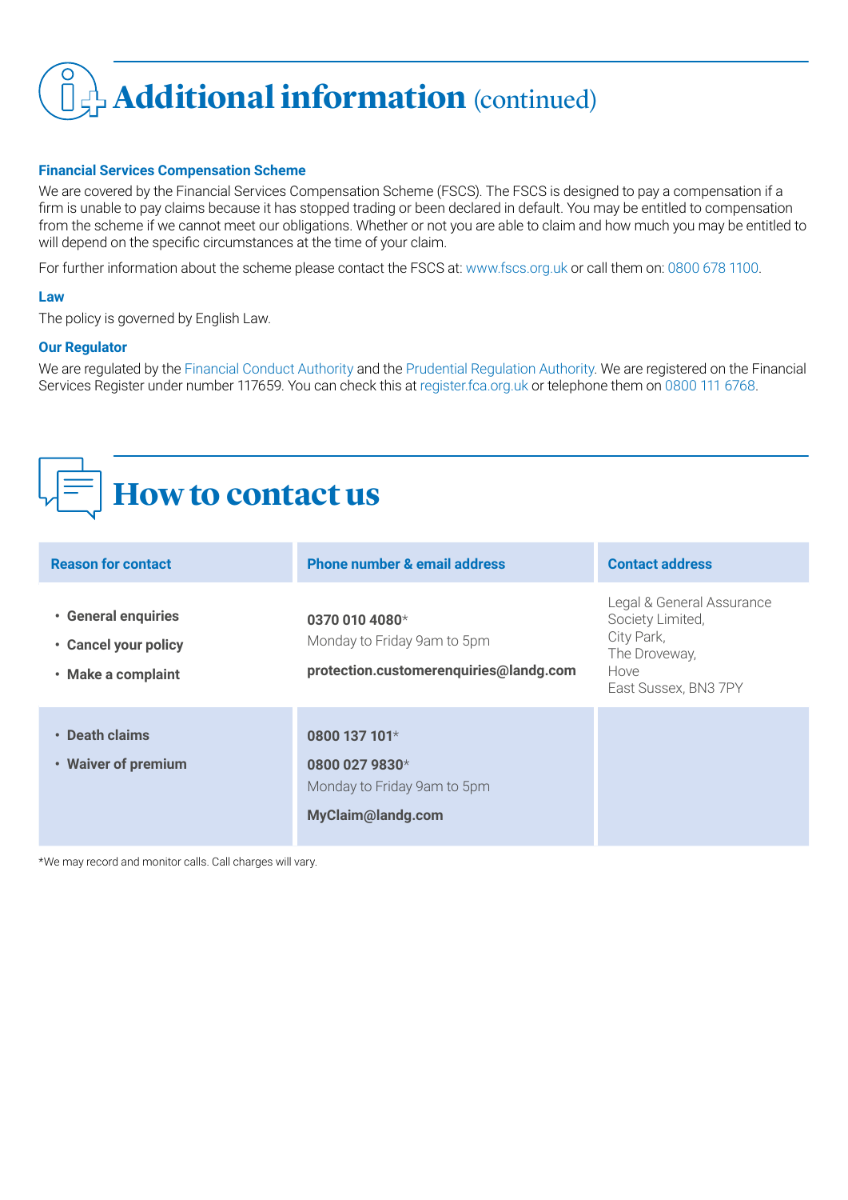# Additional information (continued)

### Financial Services Compensation Scheme

We are covered by the Financial Services Compensation Scheme (FSCS). The FSCS is designed to pay a compensation if a firm is unable to pay claims because it has stopped trading or been declared in default. You may be entitled to compensation from the scheme if we cannot meet our obligations. Whether or not you are able to claim and how much you may be entitled to will depend on the specific circumstances at the time of your claim.

For further information about the scheme please contact the FSCS at: www.fscs.org.uk or call them on: 0800 678 1100.

### Law

The policy is governed by English Law.

### Our Regulator

We are regulated by the Financial Conduct Authority and the Prudential Regulation Authority. We are registered on the Financial Services Register under number 117659. You can check this at register.fca.org.uk or telephone them on 0800 111 6768.

# How to contact us

| Reason for contact | Phone number & email address | Contact address |
| --- | --- | --- |
| • **General enquiries**<br>• **Cancel your policy**<br>• **Make a complaint** | **0370 010 4080***<br>Monday to Friday 9am to 5pm<br>**protection.customerenquiries@landg.com** | Legal & General Assurance Society Limited,<br>City Park,<br>The Droveway,<br>Hove<br>East Sussex, BN3 7PY |
| • **Death claims**<br>• **Waiver of premium** | **0800 137 101***<br>**0800 027 9830***<br>Monday to Friday 9am to 5pm<br>**MyClaim@landg.com** | |

*We may record and monitor calls. Call charges will vary.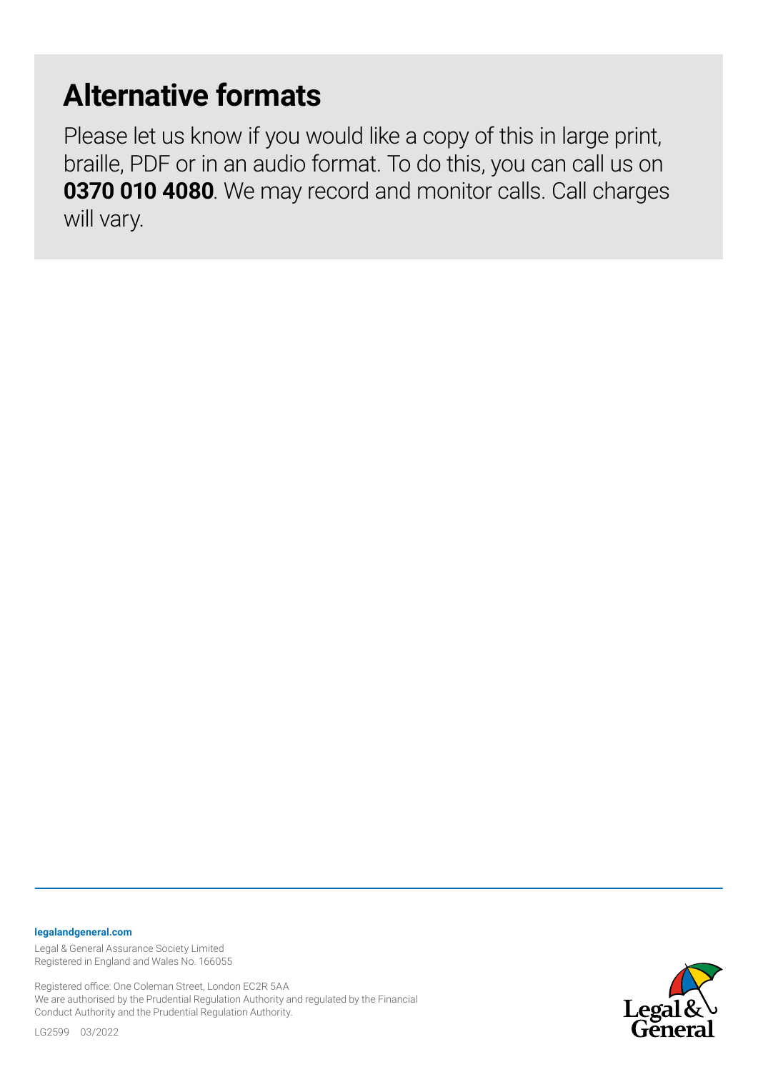## Alternative formats

Please let us know if you would like a copy of this in large print, braille, PDF or in an audio format. To do this, you can call us on **0370 010 4080**. We may record and monitor calls. Call charges will vary.

**legalandgeneral.com**

Legal & General Assurance Society Limited
Registered in England and Wales No. 166055

Registered office: One Coleman Street, London EC2R 5AA
We are authorised by the Prudential Regulation Authority and regulated by the Financial Conduct Authority and the Prudential Regulation Authority.

LG2599 03/2022